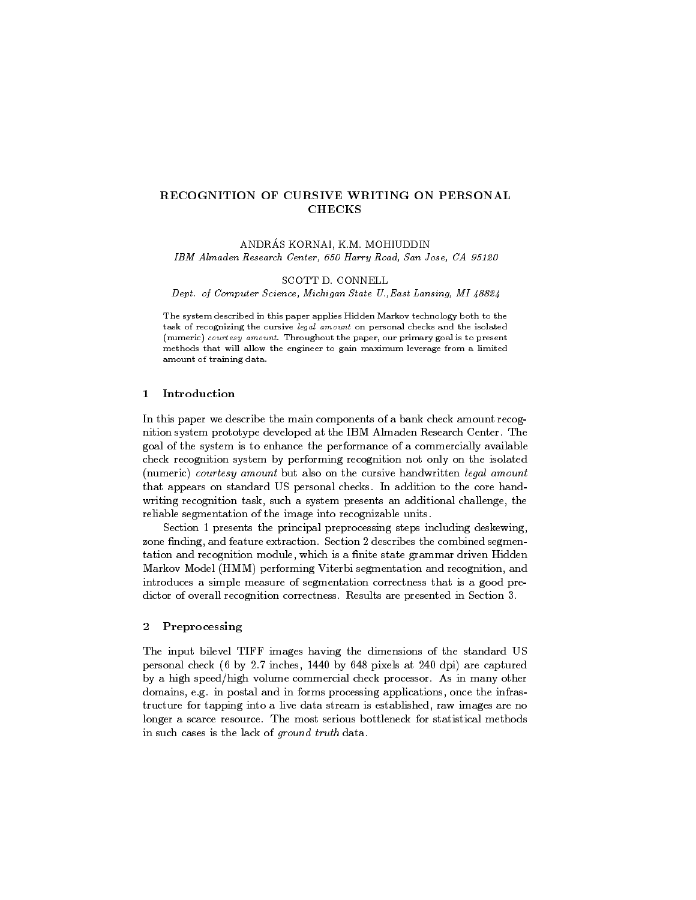# RECOGNITION OF CURSIVE WRITING ON PERSONAL CHECKS

ANDRÁS KORNAI, K.M. MOHIUDDIN

*IBM Almaden Research Center, 650 Harry Road, San Jose, CA 95120*

SCOTT D. CONNELL

*Dept. of Computer Science, Michigan State U., East Lansing, MI 48824*

The system described in this paper applies Hidden Markov technology both to the task of recognizing the cursive *legal amount* on personal checks and the isolated (numeric) *courtesy amount*. Throughout the paper, our primary goal is to present methods that will allow the engineer to gain maximum leverage from a limited amount of training data.

## 1 Introduction

In this paper we describe the main components of a bank check amount recognition system prototype developed at the IBM Almaden Research Center. The goal of the system is to enhance the performance of a commercially available check recognition system by performing recognition not only on the isolated (numeric) *courtesy amount* but also on the cursive handwritten *legal amount* that appears on standard US personal checks. In addition to the core handwriting recognition task, such a system presents an additional challenge, the reliable segmentation of the image into recognizable units.

Section 1 presents the principal preprocessing steps including deskewing, zone finding, and feature extraction. Section 2 describes the combined segmentation and recognition module, which is a finite state grammar driven Hidden Markov Model (HMM) performing Viterbi segmentation and recognition, and introduces a simple measure of segmentation correctness that is a good predictor of overall recognition correctness. Results are presented in Section 3.

## 2 Preprocessing

The input bilevel TIFF images having the dimensions of the standard US personal check (6 by 2.7 inches, 1440 by 648 pixels at 240 dpi) are captured by a high speed/high volume commercial check processor. As in many other domains, e.g. in postal and in forms processing applications, once the infrastructure for tapping into a live data stream is established, raw images are no longer a scarce resource. The most serious bottleneck for statistical methods in such cases is the lack of *ground truth* data.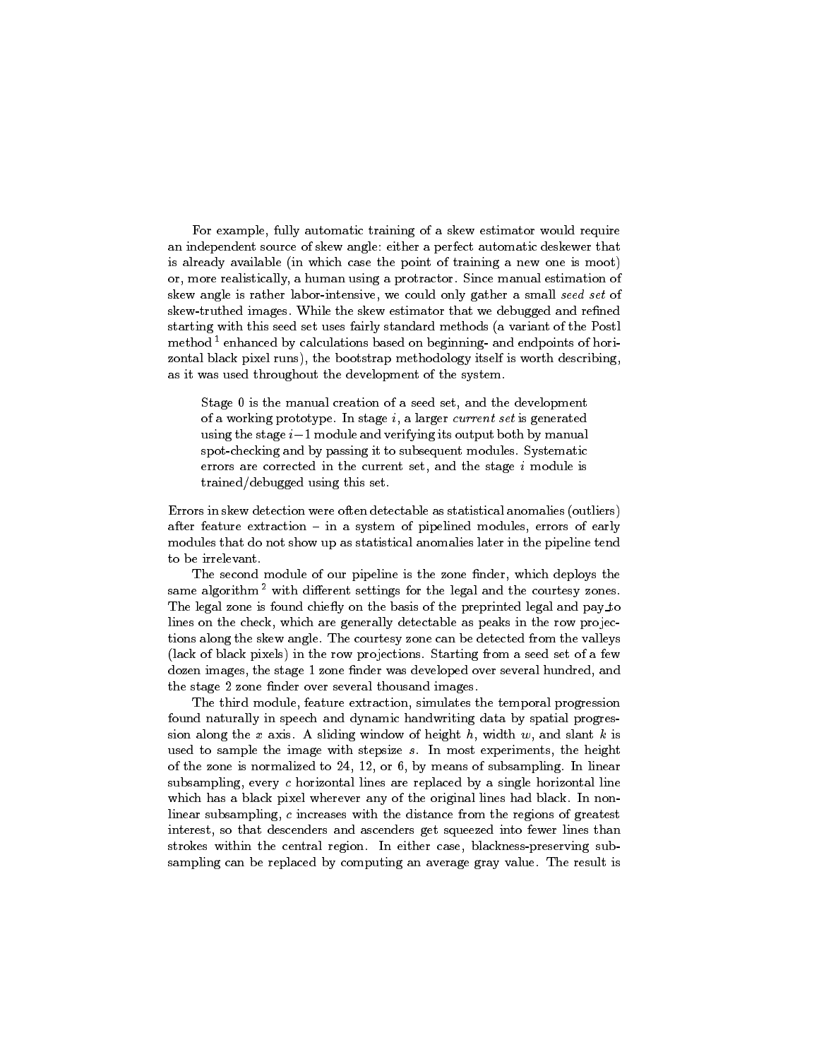For example, fully automatic training of a skew estimator would require an independent source of skew angle: either a perfect automatic deskewer that is already available (in which case the point of training a new one is moot) or, more realistically, a human using a protractor. Since manual estimation of skew angle is rather labor-intensive, we could only gather a small *seed set* of skew-truthed images. While the skew estimator that we debugged and refined starting with this seed set uses fairly standard methods (a variant of the Postl method [1] enhanced by calculations based on beginning- and endpoints of horizontal black pixel runs), the bootstrap methodology itself is worth describing, as it was used throughout the development of the system.

> Stage 0 is the manual creation of a seed set, and the development of a working prototype. In stage $i$, a larger *current set* is generated using the stage $i-1$ module and verifying its output both by manual spot-checking and by passing it to subsequent modules. Systematic errors are corrected in the current set, and the stage $i$ module is trained/debugged using this set.

Errors in skew detection were often detectable as statistical anomalies (outliers) after feature extraction – in a system of pipelined modules, errors of early modules that do not show up as statistical anomalies later in the pipeline tend to be irrelevant.

The second module of our pipeline is the zone finder, which deploys the same algorithm [2] with different settings for the legal and the courtesy zones. The legal zone is found chiefly on the basis of the preprinted legal and pay_to lines on the check, which are generally detectable as peaks in the row projections along the skew angle. The courtesy zone can be detected from the valleys (lack of black pixels) in the row projections. Starting from a seed set of a few dozen images, the stage 1 zone finder was developed over several hundred, and the stage 2 zone finder over several thousand images.

The third module, feature extraction, simulates the temporal progression found naturally in speech and dynamic handwriting data by spatial progression along the $x$ axis. A sliding window of height $h$, width $w$, and slant $k$ is used to sample the image with stepsize $s$. In most experiments, the height of the zone is normalized to 24, 12, or 6, by means of subsampling. In linear subsampling, every $c$ horizontal lines are replaced by a single horizontal line which has a black pixel wherever any of the original lines had black. In non-linear subsampling, $c$ increases with the distance from the regions of greatest interest, so that descenders and ascenders get squeezed into fewer lines than strokes within the central region. In either case, blackness-preserving subsampling can be replaced by computing an average gray value. The result is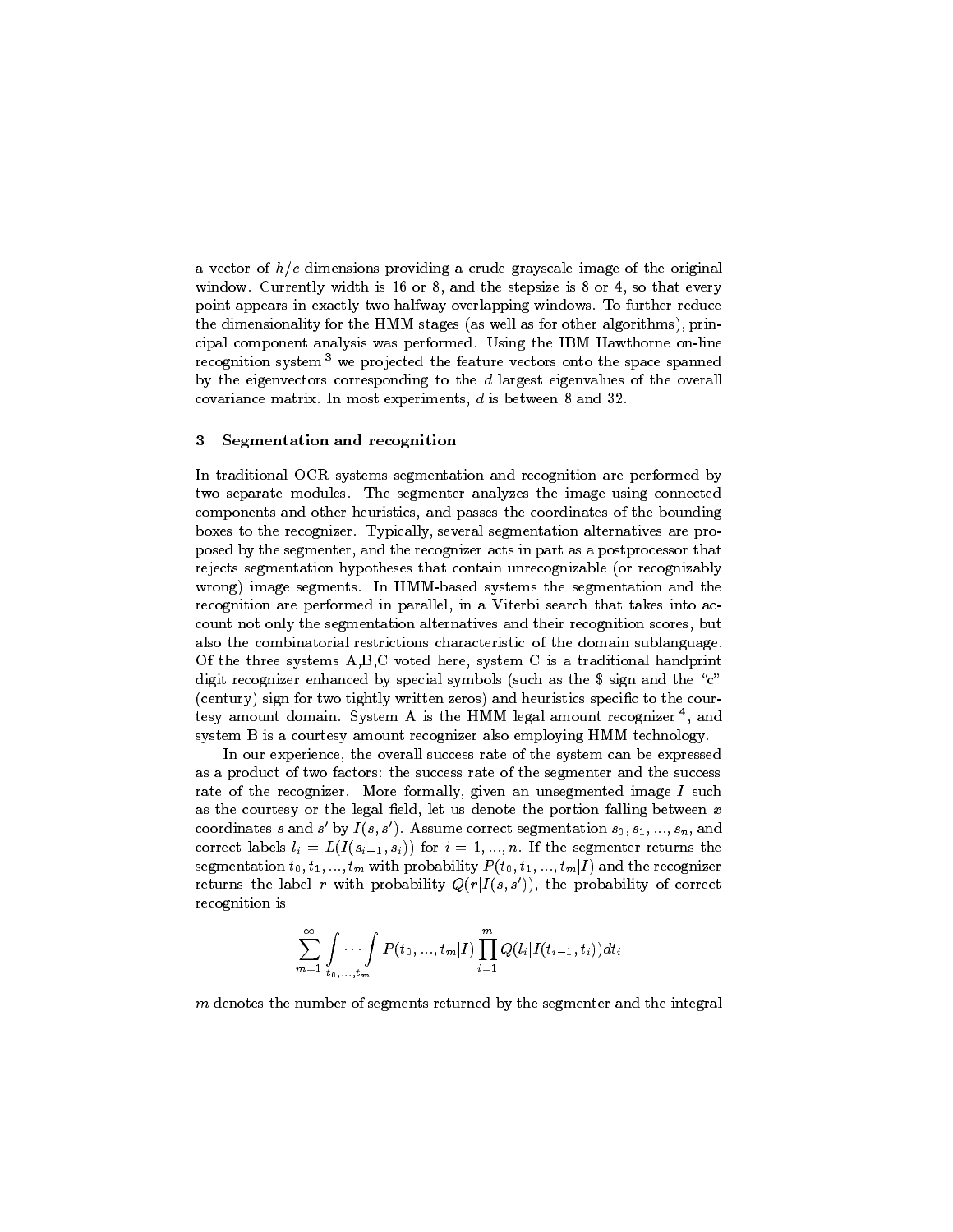a vector of $h/c$ dimensions providing a crude grayscale image of the original window. Currently width is 16 or 8, and the stepsize is 8 or 4, so that every point appears in exactly two halfway overlapping windows. To further reduce the dimensionality for the HMM stages (as well as for other algorithms), principal component analysis was performed. Using the IBM Hawthorne on-line recognition system [3] we projected the feature vectors onto the space spanned by the eigenvectors corresponding to the $d$ largest eigenvalues of the overall covariance matrix. In most experiments, $d$ is between 8 and 32.

## 3 Segmentation and recognition

In traditional OCR systems segmentation and recognition are performed by two separate modules. The segmenter analyzes the image using connected components and other heuristics, and passes the coordinates of the bounding boxes to the recognizer. Typically, several segmentation alternatives are proposed by the segmenter, and the recognizer acts in part as a postprocessor that rejects segmentation hypotheses that contain unrecognizable (or recognizably wrong) image segments. In HMM-based systems the segmentation and the recognition are performed in parallel, in a Viterbi search that takes into account not only the segmentation alternatives and their recognition scores, but also the combinatorial restrictions characteristic of the domain sublanguage. Of the three systems A,B,C voted here, system C is a traditional handprint digit recognizer enhanced by special symbols (such as the $ sign and the "c" (century) sign for two tightly written zeros) and heuristics specific to the courtesy amount domain. System A is the HMM legal amount recognizer [4], and system B is a courtesy amount recognizer also employing HMM technology.

In our experience, the overall success rate of the system can be expressed as a product of two factors: the success rate of the segmenter and the success rate of the recognizer. More formally, given an unsegmented image $I$ such as the courtesy or the legal field, let us denote the portion falling between $x$ coordinates $s$ and $s'$ by $I(s, s')$. Assume correct segmentation $s_0, s_1, ..., s_n$, and correct labels $l_i = L(I(s_{i-1}, s_i))$ for $i = 1, ..., n$. If the segmenter returns the segmentation $t_0, t_1, ..., t_m$ with probability $P(t_0, t_1, ..., t_m|I)$ and the recognizer returns the label $r$ with probability $Q(r|I(s, s'))$, the probability of correct recognition is

$$\sum_{m=1}^{\infty} \int_{t_0, \ldots, t_m} \cdots \int P(t_0, ..., t_m|I) \prod_{i=1}^{m} Q(l_i|I(t_{i-1}, t_i)) dt_i$$

$m$ denotes the number of segments returned by the segmenter and the integral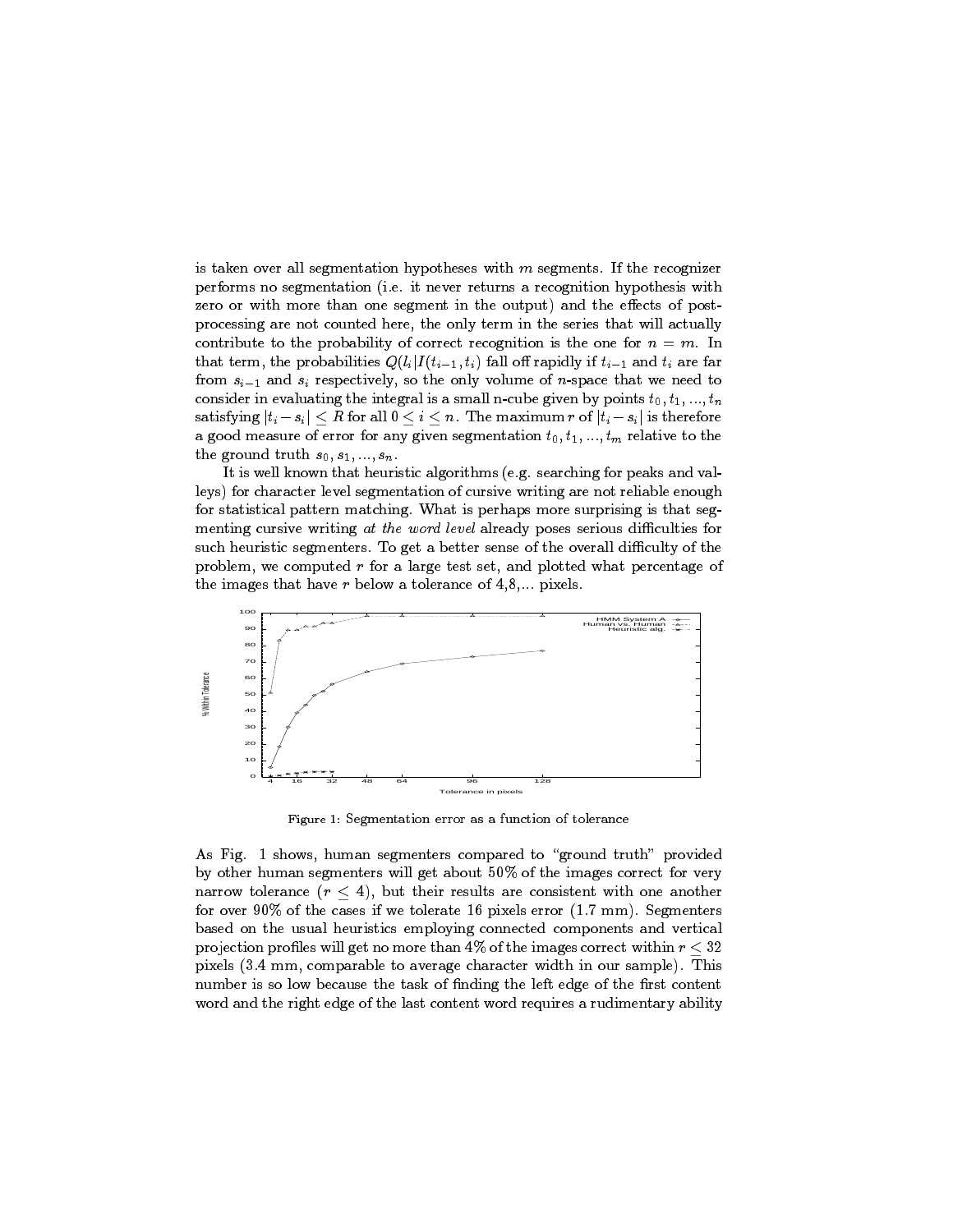is taken over all segmentation hypotheses with $m$ segments. If the recognizer performs no segmentation (i.e. it never returns a recognition hypothesis with zero or with more than one segment in the output) and the effects of post-processing are not counted here, the only term in the series that will actually contribute to the probability of correct recognition is the one for $n = m$. In that term, the probabilities $Q(l_i | I(t_{i-1}, t_i)$ fall off rapidly if $t_{i-1}$ and $t_i$ are far from $s_{i-1}$ and $s_i$ respectively, so the only volume of $n$-space that we need to consider in evaluating the integral is a small n-cube given by points $t_0, t_1, ..., t_n$ satisfying $|t_i - s_i| \leq R$ for all $0 \leq i \leq n$. The maximum $r$ of $|t_i - s_i|$ is therefore a good measure of error for any given segmentation $t_0, t_1, ..., t_m$ relative to the the ground truth $s_0, s_1, ..., s_n$.

It is well known that heuristic algorithms (e.g. searching for peaks and valleys) for character level segmentation of cursive writing are not reliable enough for statistical pattern matching. What is perhaps more surprising is that segmenting cursive writing *at the word level* already poses serious difficulties for such heuristic segmenters. To get a better sense of the overall difficulty of the problem, we computed $r$ for a large test set, and plotted what percentage of the images that have $r$ below a tolerance of 4,8,... pixels.

Figure 1: Segmentation error as a function of tolerance

As Fig. 1 shows, human segmenters compared to "ground truth" provided by other human segmenters will get about 50% of the images correct for very narrow tolerance ($r \leq 4$), but their results are consistent with one another for over 90% of the cases if we tolerate 16 pixels error (1.7 mm). Segmenters based on the usual heuristics employing connected components and vertical projection profiles will get no more than 4% of the images correct within $r \leq 32$ pixels (3.4 mm, comparable to average character width in our sample). This number is so low because the task of finding the left edge of the first content word and the right edge of the last content word requires a rudimentary ability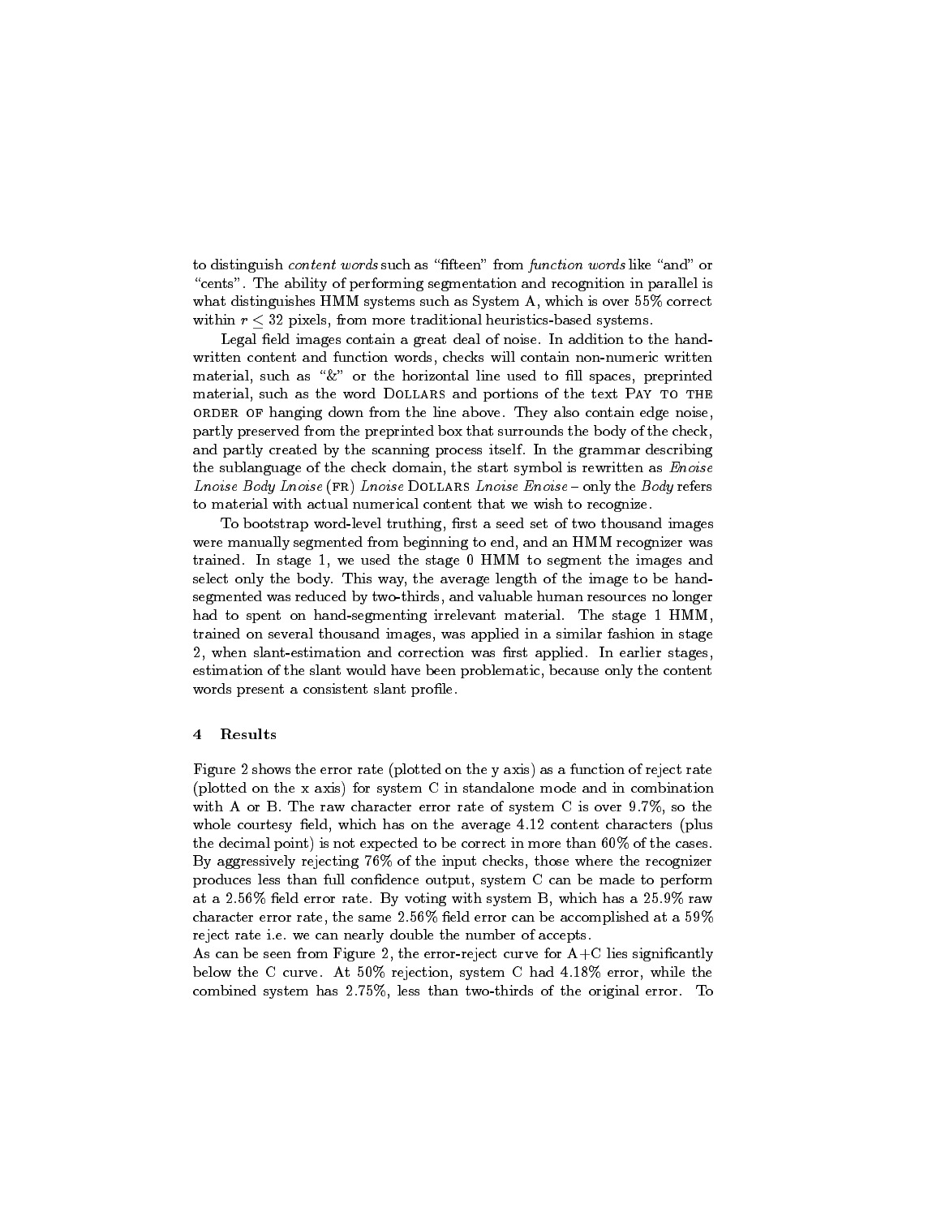to distinguish *content words* such as "fifteen" from *function words* like "and" or "cents". The ability of performing segmentation and recognition in parallel is what distinguishes HMM systems such as System A, which is over 55% correct within $r \leq 32$ pixels, from more traditional heuristics-based systems.

Legal field images contain a great deal of noise. In addition to the handwritten content and function words, checks will contain non-numeric written material, such as "&" or the horizontal line used to fill spaces, preprinted material, such as the word DOLLARS and portions of the text PAY TO THE ORDER OF hanging down from the line above. They also contain edge noise, partly preserved from the preprinted box that surrounds the body of the check, and partly created by the scanning process itself. In the grammar describing the sublanguage of the check domain, the start symbol is rewritten as *Enoise Lnoise Body Lnoise* (FR) *Lnoise* DOLLARS *Lnoise Enoise* – only the *Body* refers to material with actual numerical content that we wish to recognize.

To bootstrap word-level truthing, first a seed set of two thousand images were manually segmented from beginning to end, and an HMM recognizer was trained. In stage 1, we used the stage 0 HMM to segment the images and select only the body. This way, the average length of the image to be hand-segmented was reduced by two-thirds, and valuable human resources no longer had to spent on hand-segmenting irrelevant material. The stage 1 HMM, trained on several thousand images, was applied in a similar fashion in stage 2, when slant-estimation and correction was first applied. In earlier stages, estimation of the slant would have been problematic, because only the content words present a consistent slant profile.

## 4 Results

Figure 2 shows the error rate (plotted on the y axis) as a function of reject rate (plotted on the x axis) for system C in standalone mode and in combination with A or B. The raw character error rate of system C is over 9.7%, so the whole courtesy field, which has on the average 4.12 content characters (plus the decimal point) is not expected to be correct in more than 60% of the cases. By aggressively rejecting 76% of the input checks, those where the recognizer produces less than full confidence output, system C can be made to perform at a 2.56% field error rate. By voting with system B, which has a 25.9% raw character error rate, the same 2.56% field error can be accomplished at a 59% reject rate i.e. we can nearly double the number of accepts.

As can be seen from Figure 2, the error-reject curve for A+C lies significantly below the C curve. At 50% rejection, system C had 4.18% error, while the combined system has 2.75%, less than two-thirds of the original error. To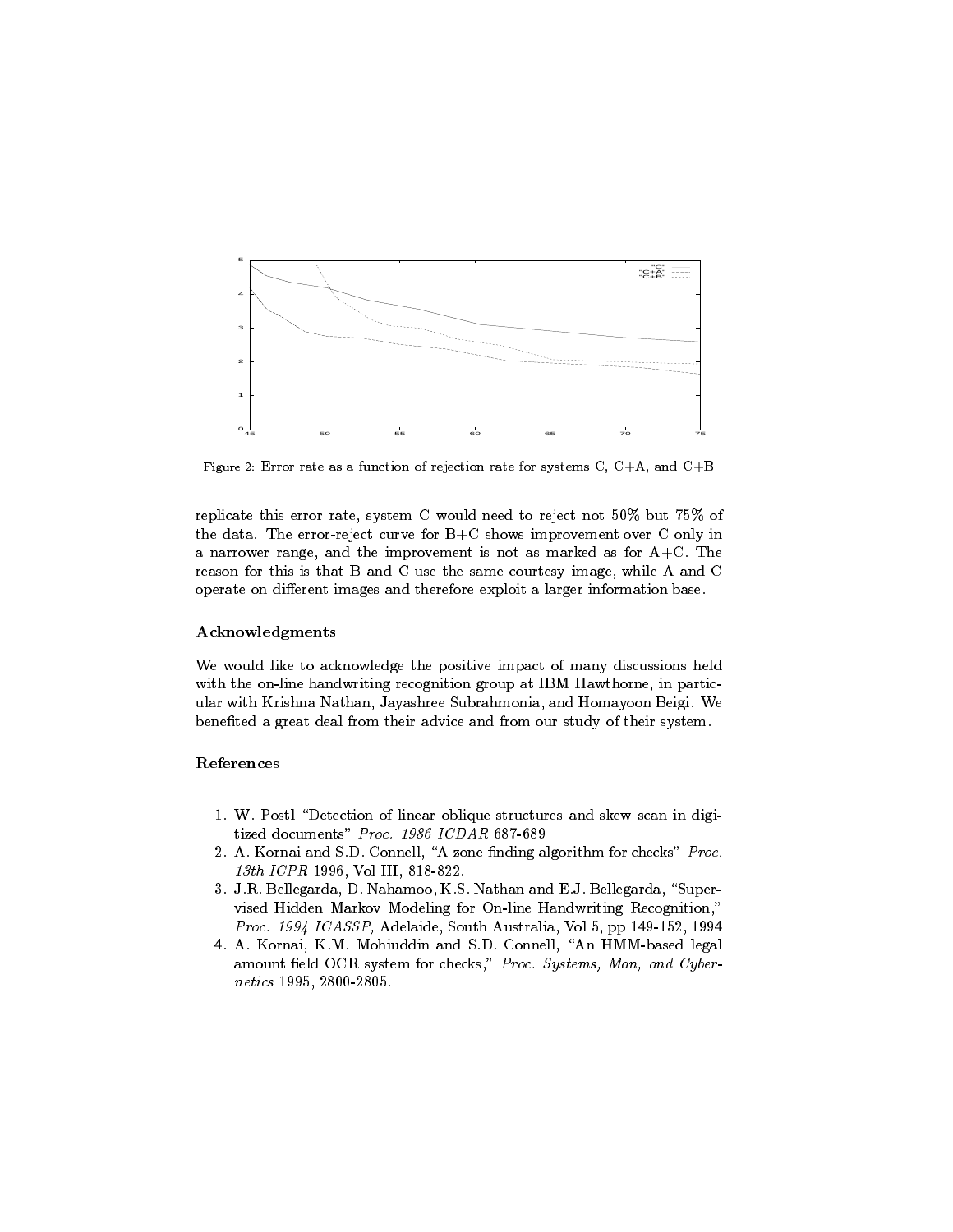5

4

3

2

1

0

45 50 55 60 65 70 75

"C"
"C+A"
"C+B"

Figure 2: Error rate as a function of rejection rate for systems C, C+A, and C+B

replicate this error rate, system C would need to reject not 50% but 75% of the data. The error-reject curve for B+C shows improvement over C only in a narrower range, and the improvement is not as marked as for A+C. The reason for this is that B and C use the same courtesy image, while A and C operate on different images and therefore exploit a larger information base.

### Acknowledgments

We would like to acknowledge the positive impact of many discussions held with the on-line handwriting recognition group at IBM Hawthorne, in particular with Krishna Nathan, Jayashree Subrahmonia, and Homayoon Beigi. We benefited a great deal from their advice and from our study of their system.

### References

1. W. Postl "Detection of linear oblique structures and skew scan in digitized documents" *Proc. 1986 ICDAR* 687-689
2. A. Kornai and S.D. Connell, "A zone finding algorithm for checks" *Proc. 13th ICPR* 1996, Vol III, 818-822.
3. J.R. Bellegarda, D. Nahamoo, K.S. Nathan and E.J. Bellegarda, "Supervised Hidden Markov Modeling for On-line Handwriting Recognition," *Proc. 1994 ICASSP,* Adelaide, South Australia, Vol 5, pp 149-152, 1994
4. A. Kornai, K.M. Mohiuddin and S.D. Connell, "An HMM-based legal amount field OCR system for checks," *Proc. Systems, Man, and Cybernetics* 1995, 2800-2805.